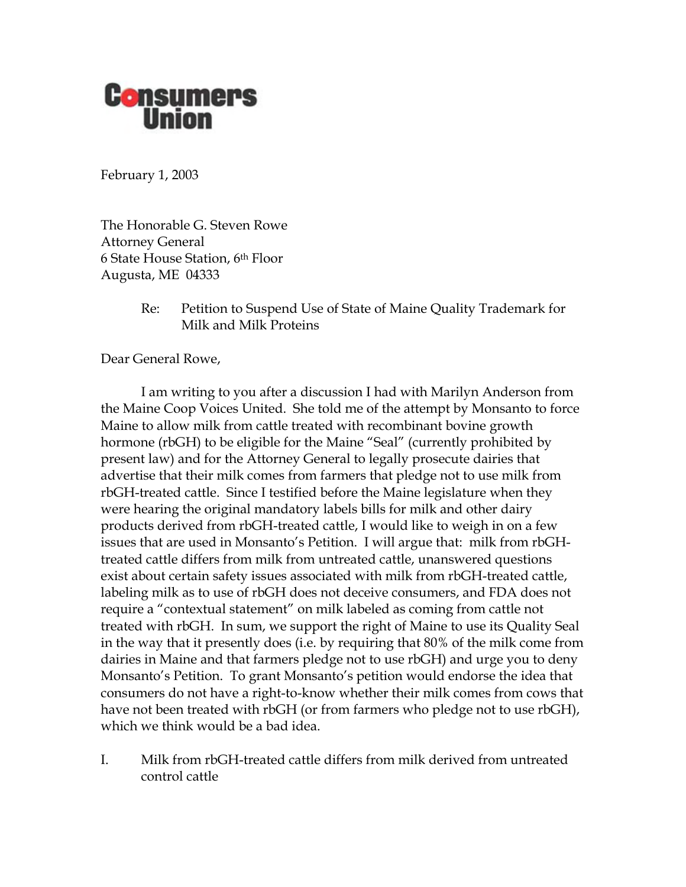**Consumers Union**

February 1, 2003

The Honorable G. Steven Rowe
Attorney General
6 State House Station, 6th Floor
Augusta, ME 04333

Re: Petition to Suspend Use of State of Maine Quality Trademark for Milk and Milk Proteins

Dear General Rowe,

I am writing to you after a discussion I had with Marilyn Anderson from the Maine Coop Voices United. She told me of the attempt by Monsanto to force Maine to allow milk from cattle treated with recombinant bovine growth hormone (rbGH) to be eligible for the Maine "Seal" (currently prohibited by present law) and for the Attorney General to legally prosecute dairies that advertise that their milk comes from farmers that pledge not to use milk from rbGH-treated cattle. Since I testified before the Maine legislature when they were hearing the original mandatory labels bills for milk and other dairy products derived from rbGH-treated cattle, I would like to weigh in on a few issues that are used in Monsanto's Petition. I will argue that: milk from rbGH-treated cattle differs from milk from untreated cattle, unanswered questions exist about certain safety issues associated with milk from rbGH-treated cattle, labeling milk as to use of rbGH does not deceive consumers, and FDA does not require a "contextual statement" on milk labeled as coming from cattle not treated with rbGH. In sum, we support the right of Maine to use its Quality Seal in the way that it presently does (i.e. by requiring that 80% of the milk come from dairies in Maine and that farmers pledge not to use rbGH) and urge you to deny Monsanto's Petition. To grant Monsanto's petition would endorse the idea that consumers do not have a right-to-know whether their milk comes from cows that have not been treated with rbGH (or from farmers who pledge not to use rbGH), which we think would be a bad idea.

I. Milk from rbGH-treated cattle differs from milk derived from untreated control cattle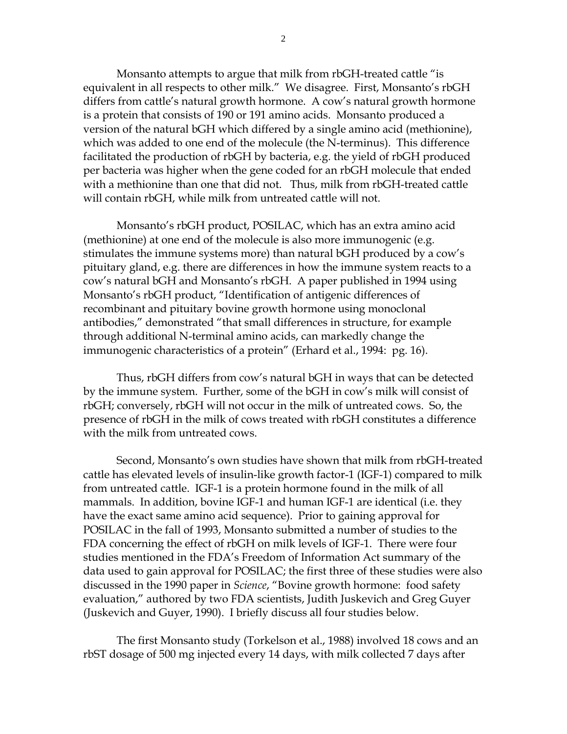Monsanto attempts to argue that milk from rbGH-treated cattle "is equivalent in all respects to other milk." We disagree. First, Monsanto's rbGH differs from cattle's natural growth hormone. A cow's natural growth hormone is a protein that consists of 190 or 191 amino acids. Monsanto produced a version of the natural bGH which differed by a single amino acid (methionine), which was added to one end of the molecule (the N-terminus). This difference facilitated the production of rbGH by bacteria, e.g. the yield of rbGH produced per bacteria was higher when the gene coded for an rbGH molecule that ended with a methionine than one that did not. Thus, milk from rbGH-treated cattle will contain rbGH, while milk from untreated cattle will not.

Monsanto's rbGH product, POSILAC, which has an extra amino acid (methionine) at one end of the molecule is also more immunogenic (e.g. stimulates the immune systems more) than natural bGH produced by a cow's pituitary gland, e.g. there are differences in how the immune system reacts to a cow's natural bGH and Monsanto's rbGH. A paper published in 1994 using Monsanto's rbGH product, "Identification of antigenic differences of recombinant and pituitary bovine growth hormone using monoclonal antibodies," demonstrated "that small differences in structure, for example through additional N-terminal amino acids, can markedly change the immunogenic characteristics of a protein" (Erhard et al., 1994: pg. 16).

Thus, rbGH differs from cow's natural bGH in ways that can be detected by the immune system. Further, some of the bGH in cow's milk will consist of rbGH; conversely, rbGH will not occur in the milk of untreated cows. So, the presence of rbGH in the milk of cows treated with rbGH constitutes a difference with the milk from untreated cows.

Second, Monsanto's own studies have shown that milk from rbGH-treated cattle has elevated levels of insulin-like growth factor-1 (IGF-1) compared to milk from untreated cattle. IGF-1 is a protein hormone found in the milk of all mammals. In addition, bovine IGF-1 and human IGF-1 are identical (i.e. they have the exact same amino acid sequence). Prior to gaining approval for POSILAC in the fall of 1993, Monsanto submitted a number of studies to the FDA concerning the effect of rbGH on milk levels of IGF-1. There were four studies mentioned in the FDA's Freedom of Information Act summary of the data used to gain approval for POSILAC; the first three of these studies were also discussed in the 1990 paper in *Science*, "Bovine growth hormone: food safety evaluation," authored by two FDA scientists, Judith Juskevich and Greg Guyer (Juskevich and Guyer, 1990). I briefly discuss all four studies below.

The first Monsanto study (Torkelson et al., 1988) involved 18 cows and an rbST dosage of 500 mg injected every 14 days, with milk collected 7 days after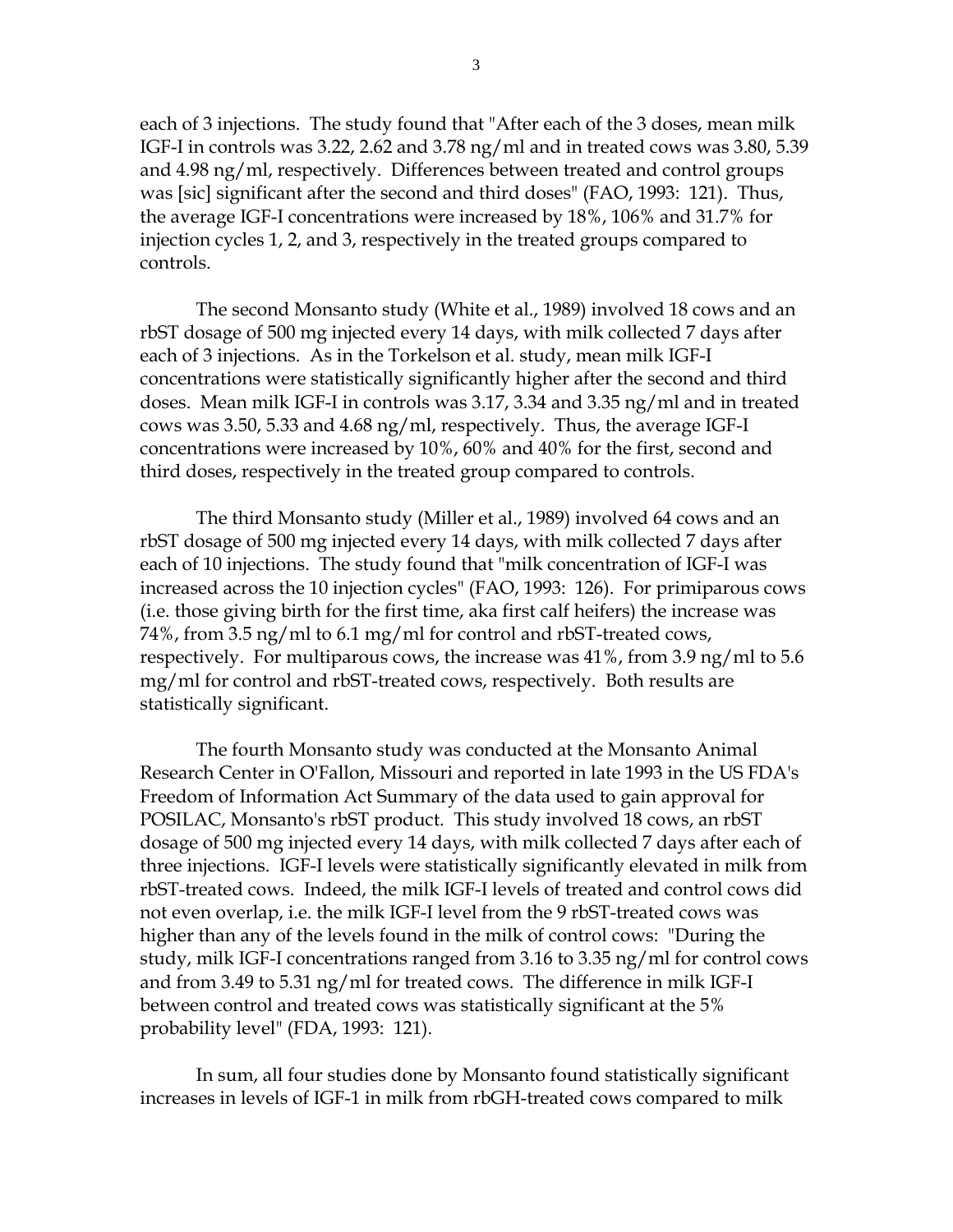each of 3 injections. The study found that "After each of the 3 doses, mean milk IGF-I in controls was 3.22, 2.62 and 3.78 ng/ml and in treated cows was 3.80, 5.39 and 4.98 ng/ml, respectively. Differences between treated and control groups was [sic] significant after the second and third doses" (FAO, 1993: 121). Thus, the average IGF-I concentrations were increased by 18%, 106% and 31.7% for injection cycles 1, 2, and 3, respectively in the treated groups compared to controls.

The second Monsanto study (White et al., 1989) involved 18 cows and an rbST dosage of 500 mg injected every 14 days, with milk collected 7 days after each of 3 injections. As in the Torkelson et al. study, mean milk IGF-I concentrations were statistically significantly higher after the second and third doses. Mean milk IGF-I in controls was 3.17, 3.34 and 3.35 ng/ml and in treated cows was 3.50, 5.33 and 4.68 ng/ml, respectively. Thus, the average IGF-I concentrations were increased by 10%, 60% and 40% for the first, second and third doses, respectively in the treated group compared to controls.

The third Monsanto study (Miller et al., 1989) involved 64 cows and an rbST dosage of 500 mg injected every 14 days, with milk collected 7 days after each of 10 injections. The study found that "milk concentration of IGF-I was increased across the 10 injection cycles" (FAO, 1993: 126). For primiparous cows (i.e. those giving birth for the first time, aka first calf heifers) the increase was 74%, from 3.5 ng/ml to 6.1 mg/ml for control and rbST-treated cows, respectively. For multiparous cows, the increase was 41%, from 3.9 ng/ml to 5.6 mg/ml for control and rbST-treated cows, respectively. Both results are statistically significant.

The fourth Monsanto study was conducted at the Monsanto Animal Research Center in O'Fallon, Missouri and reported in late 1993 in the US FDA's Freedom of Information Act Summary of the data used to gain approval for POSILAC, Monsanto's rbST product. This study involved 18 cows, an rbST dosage of 500 mg injected every 14 days, with milk collected 7 days after each of three injections. IGF-I levels were statistically significantly elevated in milk from rbST-treated cows. Indeed, the milk IGF-I levels of treated and control cows did not even overlap, i.e. the milk IGF-I level from the 9 rbST-treated cows was higher than any of the levels found in the milk of control cows: "During the study, milk IGF-I concentrations ranged from 3.16 to 3.35 ng/ml for control cows and from 3.49 to 5.31 ng/ml for treated cows. The difference in milk IGF-I between control and treated cows was statistically significant at the 5% probability level" (FDA, 1993: 121).

In sum, all four studies done by Monsanto found statistically significant increases in levels of IGF-1 in milk from rbGH-treated cows compared to milk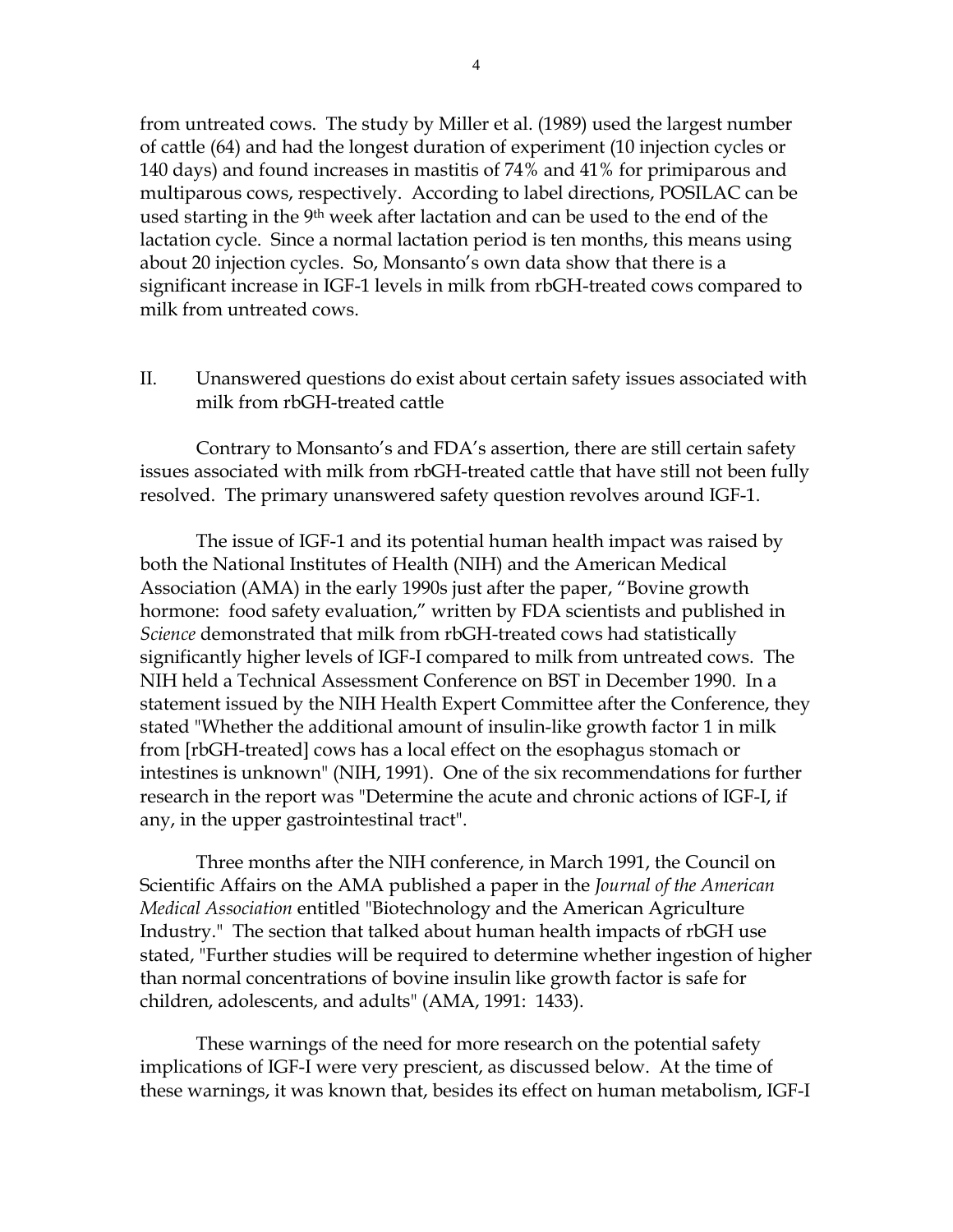from untreated cows. The study by Miller et al. (1989) used the largest number of cattle (64) and had the longest duration of experiment (10 injection cycles or 140 days) and found increases in mastitis of 74% and 41% for primiparous and multiparous cows, respectively. According to label directions, POSILAC can be used starting in the 9th week after lactation and can be used to the end of the lactation cycle. Since a normal lactation period is ten months, this means using about 20 injection cycles. So, Monsanto's own data show that there is a significant increase in IGF-1 levels in milk from rbGH-treated cows compared to milk from untreated cows.

## II. Unanswered questions do exist about certain safety issues associated with milk from rbGH-treated cattle

Contrary to Monsanto's and FDA's assertion, there are still certain safety issues associated with milk from rbGH-treated cattle that have still not been fully resolved. The primary unanswered safety question revolves around IGF-1.

The issue of IGF-1 and its potential human health impact was raised by both the National Institutes of Health (NIH) and the American Medical Association (AMA) in the early 1990s just after the paper, "Bovine growth hormone: food safety evaluation," written by FDA scientists and published in *Science* demonstrated that milk from rbGH-treated cows had statistically significantly higher levels of IGF-I compared to milk from untreated cows. The NIH held a Technical Assessment Conference on BST in December 1990. In a statement issued by the NIH Health Expert Committee after the Conference, they stated "Whether the additional amount of insulin-like growth factor 1 in milk from [rbGH-treated] cows has a local effect on the esophagus stomach or intestines is unknown" (NIH, 1991). One of the six recommendations for further research in the report was "Determine the acute and chronic actions of IGF-I, if any, in the upper gastrointestinal tract".

Three months after the NIH conference, in March 1991, the Council on Scientific Affairs on the AMA published a paper in the *Journal of the American Medical Association* entitled "Biotechnology and the American Agriculture Industry." The section that talked about human health impacts of rbGH use stated, "Further studies will be required to determine whether ingestion of higher than normal concentrations of bovine insulin like growth factor is safe for children, adolescents, and adults" (AMA, 1991: 1433).

These warnings of the need for more research on the potential safety implications of IGF-I were very prescient, as discussed below. At the time of these warnings, it was known that, besides its effect on human metabolism, IGF-I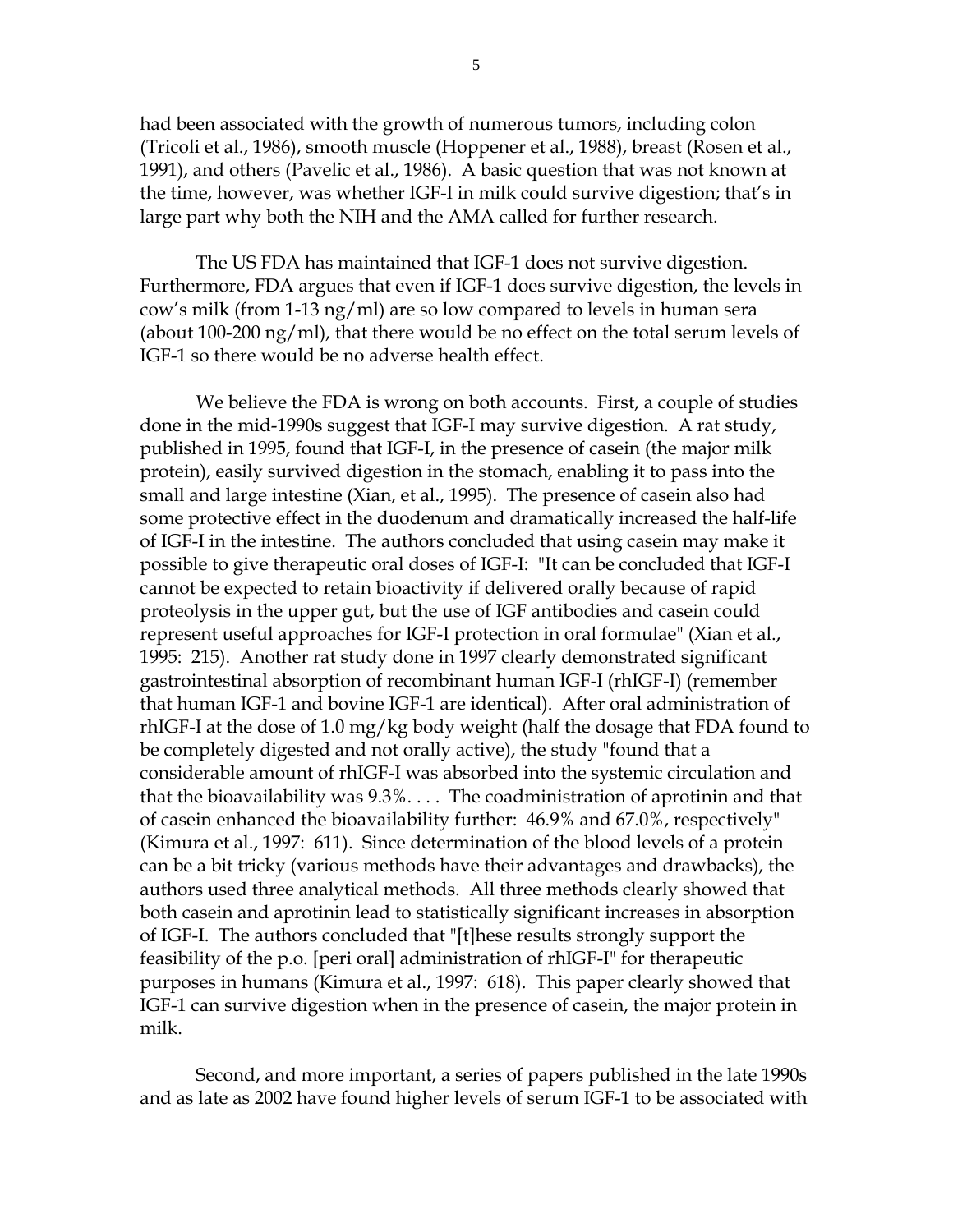had been associated with the growth of numerous tumors, including colon (Tricoli et al., 1986), smooth muscle (Hoppener et al., 1988), breast (Rosen et al., 1991), and others (Pavelic et al., 1986). A basic question that was not known at the time, however, was whether IGF-I in milk could survive digestion; that's in large part why both the NIH and the AMA called for further research.

The US FDA has maintained that IGF-1 does not survive digestion. Furthermore, FDA argues that even if IGF-1 does survive digestion, the levels in cow's milk (from 1-13 ng/ml) are so low compared to levels in human sera (about 100-200 ng/ml), that there would be no effect on the total serum levels of IGF-1 so there would be no adverse health effect.

We believe the FDA is wrong on both accounts. First, a couple of studies done in the mid-1990s suggest that IGF-I may survive digestion. A rat study, published in 1995, found that IGF-I, in the presence of casein (the major milk protein), easily survived digestion in the stomach, enabling it to pass into the small and large intestine (Xian, et al., 1995). The presence of casein also had some protective effect in the duodenum and dramatically increased the half-life of IGF-I in the intestine. The authors concluded that using casein may make it possible to give therapeutic oral doses of IGF-I: "It can be concluded that IGF-I cannot be expected to retain bioactivity if delivered orally because of rapid proteolysis in the upper gut, but the use of IGF antibodies and casein could represent useful approaches for IGF-I protection in oral formulae" (Xian et al., 1995: 215). Another rat study done in 1997 clearly demonstrated significant gastrointestinal absorption of recombinant human IGF-I (rhIGF-I) (remember that human IGF-1 and bovine IGF-1 are identical). After oral administration of rhIGF-I at the dose of 1.0 mg/kg body weight (half the dosage that FDA found to be completely digested and not orally active), the study "found that a considerable amount of rhIGF-I was absorbed into the systemic circulation and that the bioavailability was 9.3%. . . . The coadministration of aprotinin and that of casein enhanced the bioavailability further: 46.9% and 67.0%, respectively" (Kimura et al., 1997: 611). Since determination of the blood levels of a protein can be a bit tricky (various methods have their advantages and drawbacks), the authors used three analytical methods. All three methods clearly showed that both casein and aprotinin lead to statistically significant increases in absorption of IGF-I. The authors concluded that "[t]hese results strongly support the feasibility of the p.o. [peri oral] administration of rhIGF-I" for therapeutic purposes in humans (Kimura et al., 1997: 618). This paper clearly showed that IGF-1 can survive digestion when in the presence of casein, the major protein in milk.

Second, and more important, a series of papers published in the late 1990s and as late as 2002 have found higher levels of serum IGF-1 to be associated with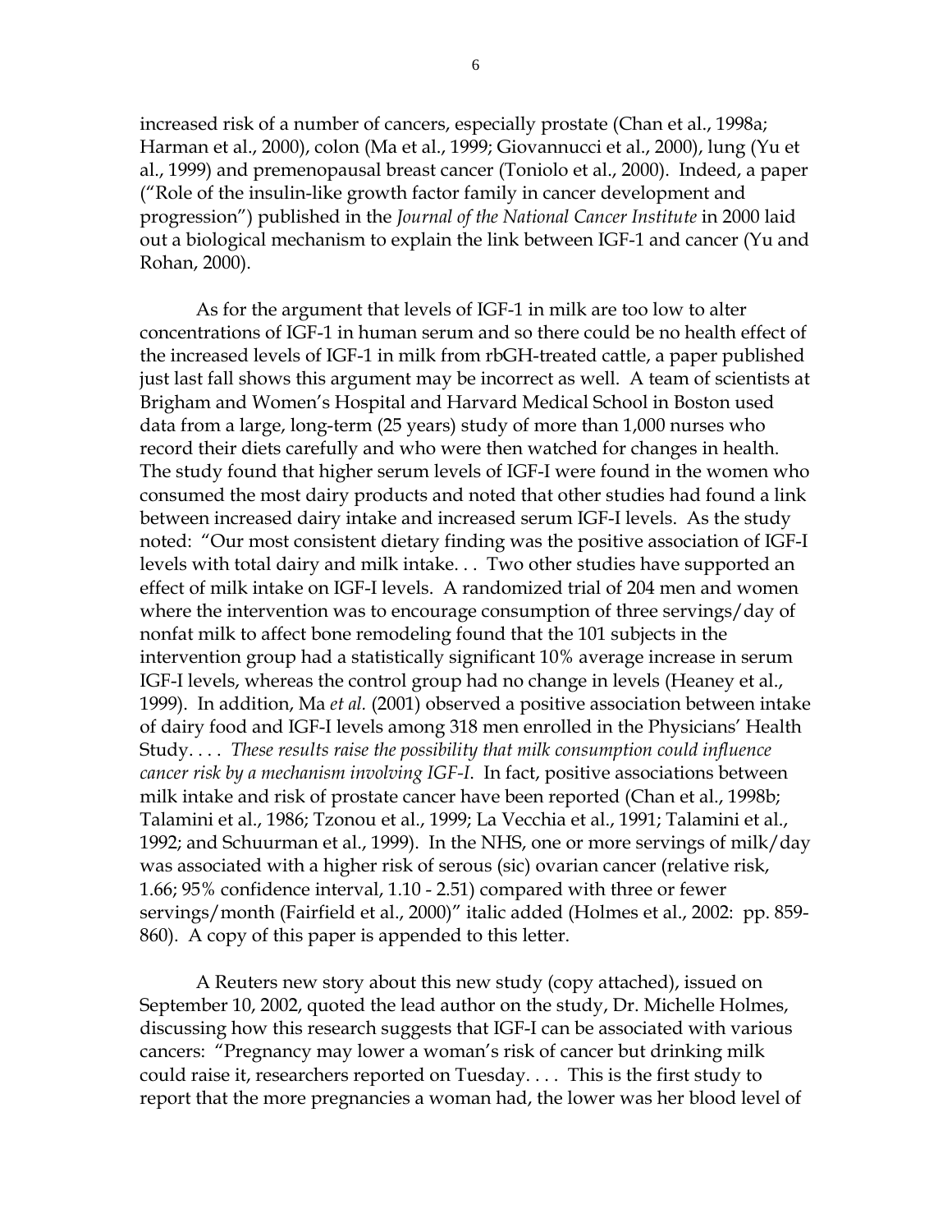increased risk of a number of cancers, especially prostate (Chan et al., 1998a; Harman et al., 2000), colon (Ma et al., 1999; Giovannucci et al., 2000), lung (Yu et al., 1999) and premenopausal breast cancer (Toniolo et al., 2000). Indeed, a paper ("Role of the insulin-like growth factor family in cancer development and progression") published in the *Journal of the National Cancer Institute* in 2000 laid out a biological mechanism to explain the link between IGF-1 and cancer (Yu and Rohan, 2000).

As for the argument that levels of IGF-1 in milk are too low to alter concentrations of IGF-1 in human serum and so there could be no health effect of the increased levels of IGF-1 in milk from rbGH-treated cattle, a paper published just last fall shows this argument may be incorrect as well. A team of scientists at Brigham and Women's Hospital and Harvard Medical School in Boston used data from a large, long-term (25 years) study of more than 1,000 nurses who record their diets carefully and who were then watched for changes in health. The study found that higher serum levels of IGF-I were found in the women who consumed the most dairy products and noted that other studies had found a link between increased dairy intake and increased serum IGF-I levels. As the study noted: "Our most consistent dietary finding was the positive association of IGF-I levels with total dairy and milk intake. . . Two other studies have supported an effect of milk intake on IGF-I levels. A randomized trial of 204 men and women where the intervention was to encourage consumption of three servings/day of nonfat milk to affect bone remodeling found that the 101 subjects in the intervention group had a statistically significant 10% average increase in serum IGF-I levels, whereas the control group had no change in levels (Heaney et al., 1999). In addition, Ma *et al.* (2001) observed a positive association between intake of dairy food and IGF-I levels among 318 men enrolled in the Physicians' Health Study. . . . *These results raise the possibility that milk consumption could influence cancer risk by a mechanism involving IGF-I.* In fact, positive associations between milk intake and risk of prostate cancer have been reported (Chan et al., 1998b; Talamini et al., 1986; Tzonou et al., 1999; La Vecchia et al., 1991; Talamini et al., 1992; and Schuurman et al., 1999). In the NHS, one or more servings of milk/day was associated with a higher risk of serous (sic) ovarian cancer (relative risk, 1.66; 95% confidence interval, 1.10 - 2.51) compared with three or fewer servings/month (Fairfield et al., 2000)" italic added (Holmes et al., 2002: pp. 859-860). A copy of this paper is appended to this letter.

A Reuters new story about this new study (copy attached), issued on September 10, 2002, quoted the lead author on the study, Dr. Michelle Holmes, discussing how this research suggests that IGF-I can be associated with various cancers: "Pregnancy may lower a woman's risk of cancer but drinking milk could raise it, researchers reported on Tuesday. . . . This is the first study to report that the more pregnancies a woman had, the lower was her blood level of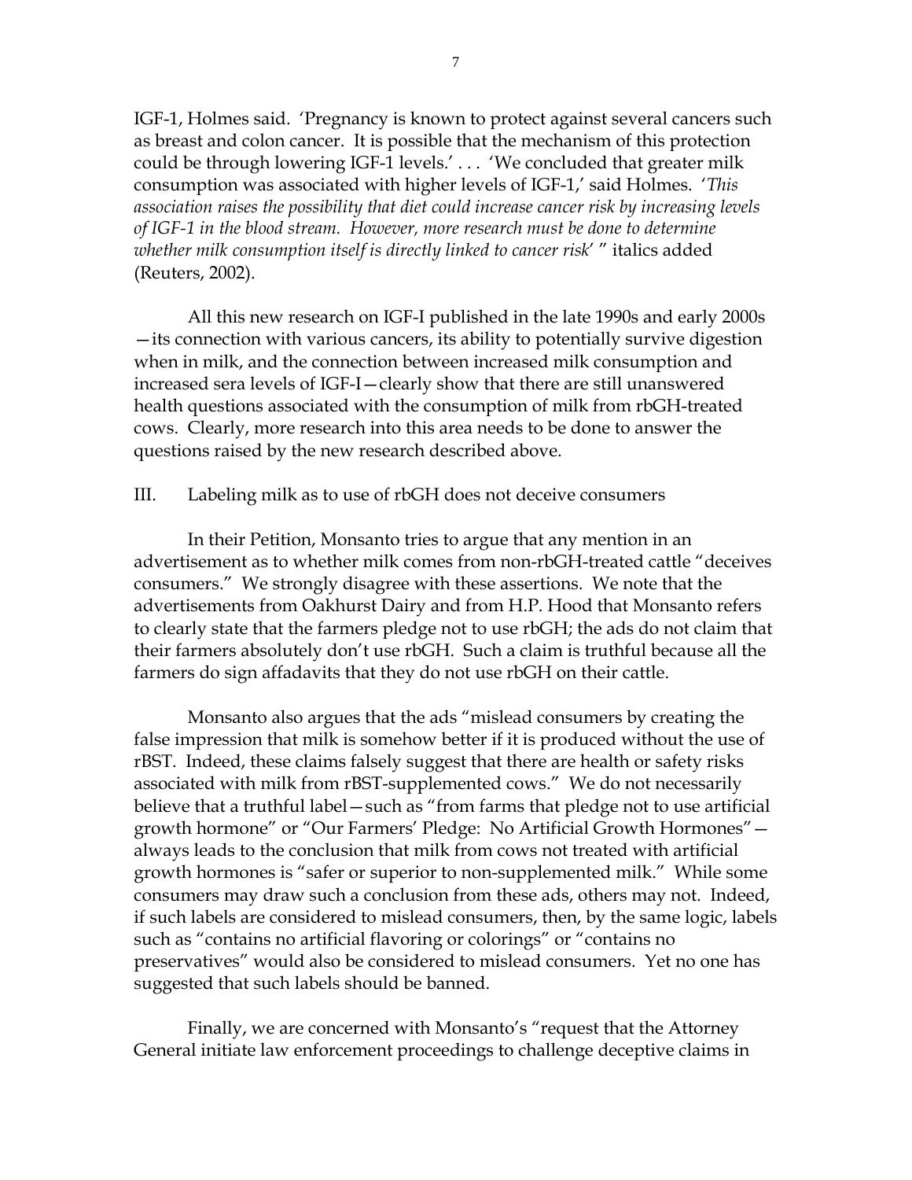IGF-1, Holmes said. 'Pregnancy is known to protect against several cancers such as breast and colon cancer. It is possible that the mechanism of this protection could be through lowering IGF-1 levels.' . . . 'We concluded that greater milk consumption was associated with higher levels of IGF-1,' said Holmes. '*This association raises the possibility that diet could increase cancer risk by increasing levels of IGF-1 in the blood stream. However, more research must be done to determine whether milk consumption itself is directly linked to cancer risk*' " italics added (Reuters, 2002).

All this new research on IGF-I published in the late 1990s and early 2000s —its connection with various cancers, its ability to potentially survive digestion when in milk, and the connection between increased milk consumption and increased sera levels of IGF-I—clearly show that there are still unanswered health questions associated with the consumption of milk from rbGH-treated cows. Clearly, more research into this area needs to be done to answer the questions raised by the new research described above.

## III. Labeling milk as to use of rbGH does not deceive consumers

In their Petition, Monsanto tries to argue that any mention in an advertisement as to whether milk comes from non-rbGH-treated cattle "deceives consumers." We strongly disagree with these assertions. We note that the advertisements from Oakhurst Dairy and from H.P. Hood that Monsanto refers to clearly state that the farmers pledge not to use rbGH; the ads do not claim that their farmers absolutely don't use rbGH. Such a claim is truthful because all the farmers do sign affadavits that they do not use rbGH on their cattle.

Monsanto also argues that the ads "mislead consumers by creating the false impression that milk is somehow better if it is produced without the use of rBST. Indeed, these claims falsely suggest that there are health or safety risks associated with milk from rBST-supplemented cows." We do not necessarily believe that a truthful label—such as "from farms that pledge not to use artificial growth hormone" or "Our Farmers' Pledge: No Artificial Growth Hormones"— always leads to the conclusion that milk from cows not treated with artificial growth hormones is "safer or superior to non-supplemented milk." While some consumers may draw such a conclusion from these ads, others may not. Indeed, if such labels are considered to mislead consumers, then, by the same logic, labels such as "contains no artificial flavoring or colorings" or "contains no preservatives" would also be considered to mislead consumers. Yet no one has suggested that such labels should be banned.

Finally, we are concerned with Monsanto's "request that the Attorney General initiate law enforcement proceedings to challenge deceptive claims in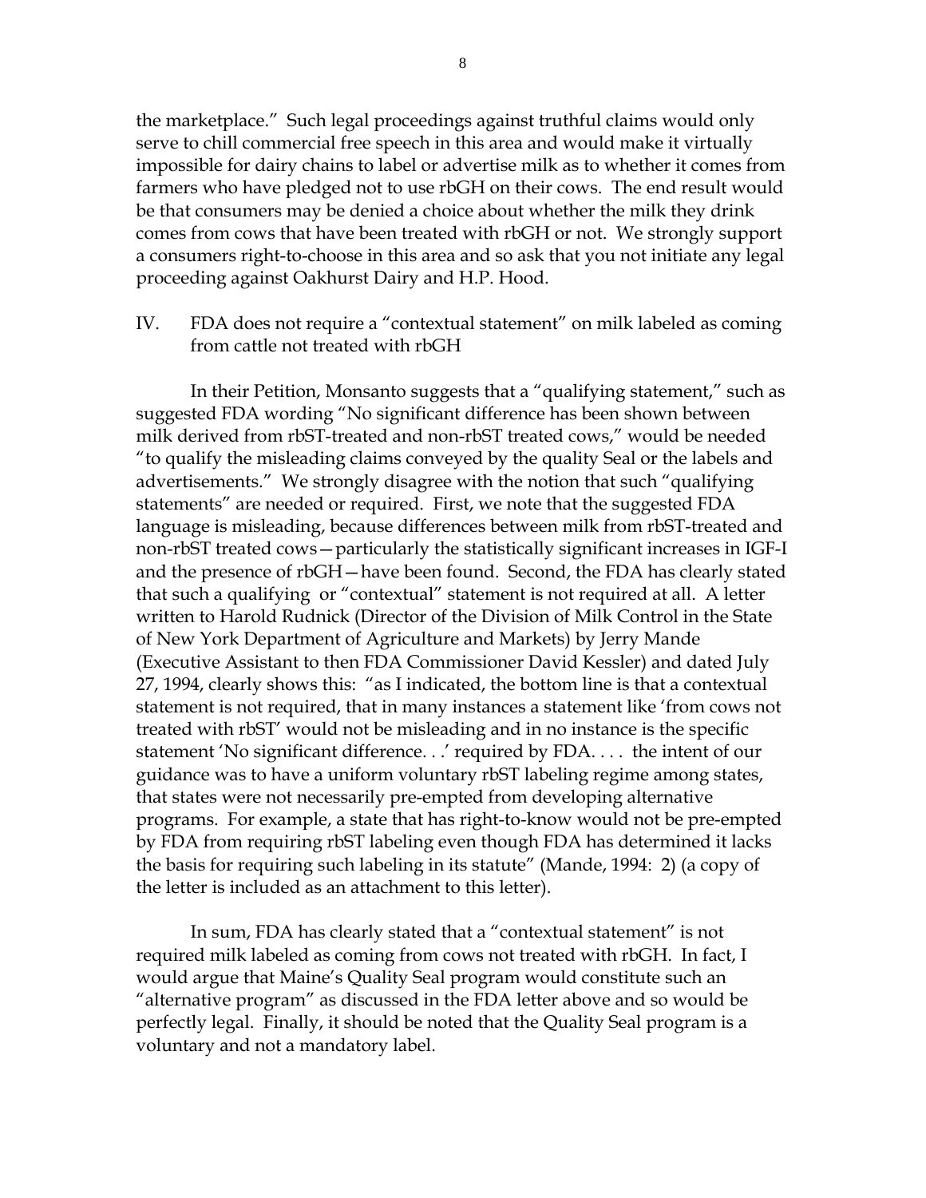the marketplace." Such legal proceedings against truthful claims would only serve to chill commercial free speech in this area and would make it virtually impossible for dairy chains to label or advertise milk as to whether it comes from farmers who have pledged not to use rbGH on their cows. The end result would be that consumers may be denied a choice about whether the milk they drink comes from cows that have been treated with rbGH or not. We strongly support a consumers right-to-choose in this area and so ask that you not initiate any legal proceeding against Oakhurst Dairy and H.P. Hood.

## IV. FDA does not require a "contextual statement" on milk labeled as coming from cattle not treated with rbGH

In their Petition, Monsanto suggests that a "qualifying statement," such as suggested FDA wording "No significant difference has been shown between milk derived from rbST-treated and non-rbST treated cows," would be needed "to qualify the misleading claims conveyed by the quality Seal or the labels and advertisements." We strongly disagree with the notion that such "qualifying statements" are needed or required. First, we note that the suggested FDA language is misleading, because differences between milk from rbST-treated and non-rbST treated cows—particularly the statistically significant increases in IGF-I and the presence of rbGH—have been found. Second, the FDA has clearly stated that such a qualifying or "contextual" statement is not required at all. A letter written to Harold Rudnick (Director of the Division of Milk Control in the State of New York Department of Agriculture and Markets) by Jerry Mande (Executive Assistant to then FDA Commissioner David Kessler) and dated July 27, 1994, clearly shows this: "as I indicated, the bottom line is that a contextual statement is not required, that in many instances a statement like 'from cows not treated with rbST' would not be misleading and in no instance is the specific statement 'No significant difference. . .' required by FDA. . . . the intent of our guidance was to have a uniform voluntary rbST labeling regime among states, that states were not necessarily pre-empted from developing alternative programs. For example, a state that has right-to-know would not be pre-empted by FDA from requiring rbST labeling even though FDA has determined it lacks the basis for requiring such labeling in its statute" (Mande, 1994: 2) (a copy of the letter is included as an attachment to this letter).

In sum, FDA has clearly stated that a "contextual statement" is not required milk labeled as coming from cows not treated with rbGH. In fact, I would argue that Maine's Quality Seal program would constitute such an "alternative program" as discussed in the FDA letter above and so would be perfectly legal. Finally, it should be noted that the Quality Seal program is a voluntary and not a mandatory label.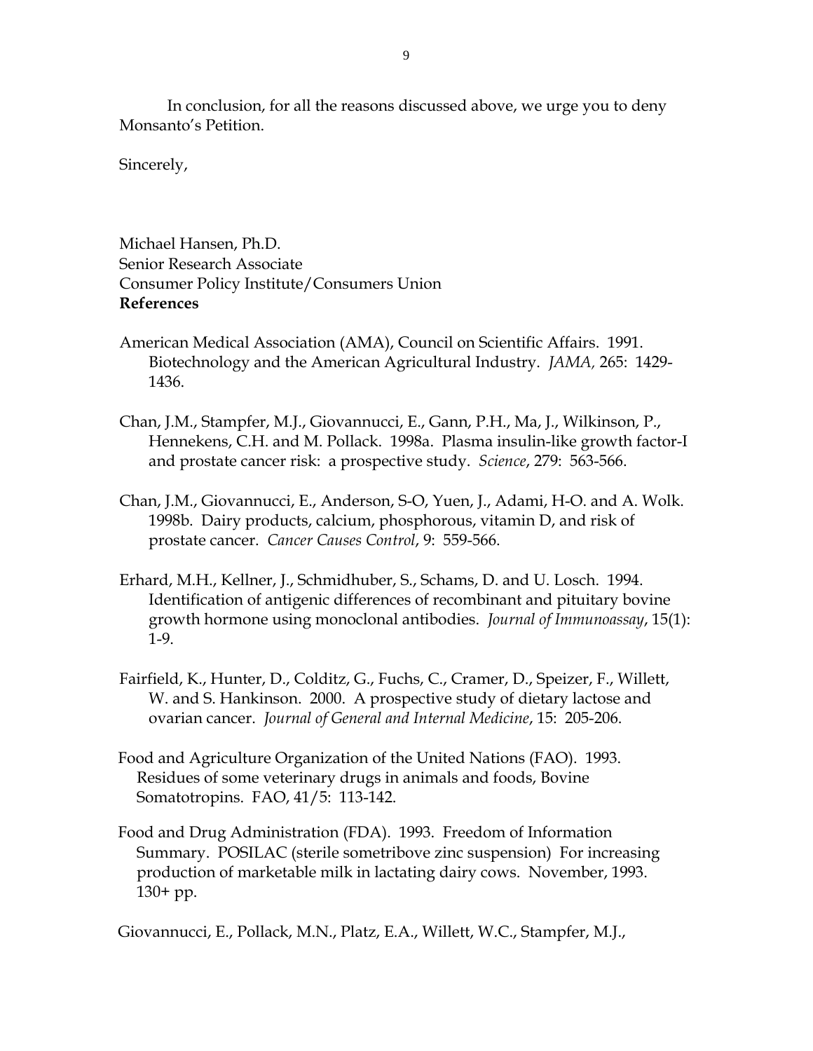In conclusion, for all the reasons discussed above, we urge you to deny Monsanto's Petition.

Sincerely,

Michael Hansen, Ph.D.
Senior Research Associate
Consumer Policy Institute/Consumers Union

**References**

American Medical Association (AMA), Council on Scientific Affairs. 1991. Biotechnology and the American Agricultural Industry. *JAMA,* 265: 1429-1436.

Chan, J.M., Stampfer, M.J., Giovannucci, E., Gann, P.H., Ma, J., Wilkinson, P., Hennekens, C.H. and M. Pollack. 1998a. Plasma insulin-like growth factor-I and prostate cancer risk: a prospective study. *Science*, 279: 563-566.

Chan, J.M., Giovannucci, E., Anderson, S-O, Yuen, J., Adami, H-O. and A. Wolk. 1998b. Dairy products, calcium, phosphorous, vitamin D, and risk of prostate cancer. *Cancer Causes Control*, 9: 559-566.

Erhard, M.H., Kellner, J., Schmidhuber, S., Schams, D. and U. Losch. 1994. Identification of antigenic differences of recombinant and pituitary bovine growth hormone using monoclonal antibodies. *Journal of Immunoassay*, 15(1): 1-9.

Fairfield, K., Hunter, D., Colditz, G., Fuchs, C., Cramer, D., Speizer, F., Willett, W. and S. Hankinson. 2000. A prospective study of dietary lactose and ovarian cancer. *Journal of General and Internal Medicine*, 15: 205-206.

Food and Agriculture Organization of the United Nations (FAO). 1993. Residues of some veterinary drugs in animals and foods, Bovine Somatotropins. FAO, 41/5: 113-142.

Food and Drug Administration (FDA). 1993. Freedom of Information Summary. POSILAC (sterile sometribove zinc suspension) For increasing production of marketable milk in lactating dairy cows. November, 1993. 130+ pp.

Giovannucci, E., Pollack, M.N., Platz, E.A., Willett, W.C., Stampfer, M.J.,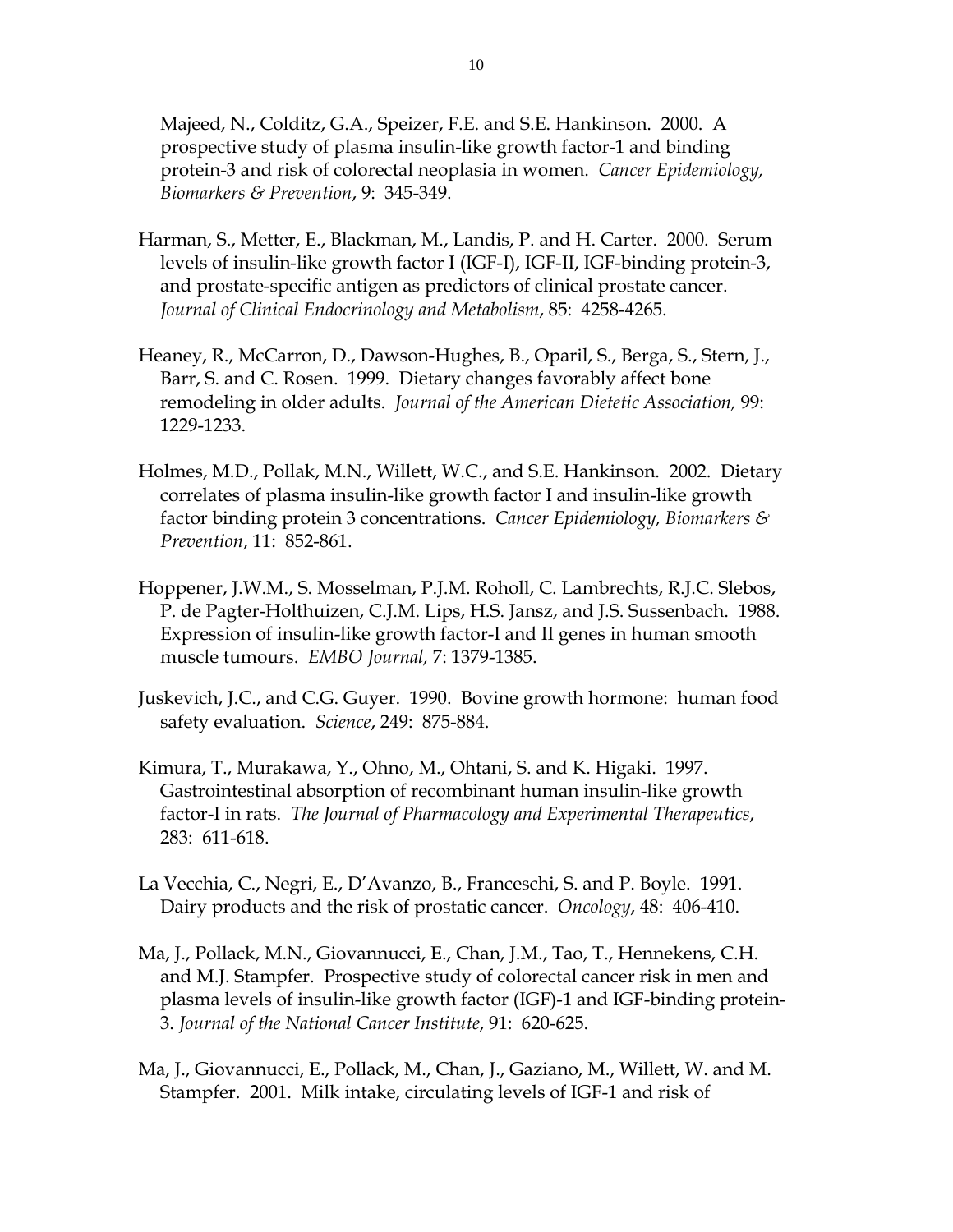Majeed, N., Colditz, G.A., Speizer, F.E. and S.E. Hankinson. 2000. A prospective study of plasma insulin-like growth factor-1 and binding protein-3 and risk of colorectal neoplasia in women. *Cancer Epidemiology, Biomarkers & Prevention*, 9: 345-349.

Harman, S., Metter, E., Blackman, M., Landis, P. and H. Carter. 2000. Serum levels of insulin-like growth factor I (IGF-I), IGF-II, IGF-binding protein-3, and prostate-specific antigen as predictors of clinical prostate cancer. *Journal of Clinical Endocrinology and Metabolism*, 85: 4258-4265.

Heaney, R., McCarron, D., Dawson-Hughes, B., Oparil, S., Berga, S., Stern, J., Barr, S. and C. Rosen. 1999. Dietary changes favorably affect bone remodeling in older adults. *Journal of the American Dietetic Association,* 99: 1229-1233.

Holmes, M.D., Pollak, M.N., Willett, W.C., and S.E. Hankinson. 2002. Dietary correlates of plasma insulin-like growth factor I and insulin-like growth factor binding protein 3 concentrations. *Cancer Epidemiology, Biomarkers & Prevention*, 11: 852-861.

Hoppener, J.W.M., S. Mosselman, P.J.M. Roholl, C. Lambrechts, R.J.C. Slebos, P. de Pagter-Holthuizen, C.J.M. Lips, H.S. Jansz, and J.S. Sussenbach. 1988. Expression of insulin-like growth factor-I and II genes in human smooth muscle tumours. *EMBO Journal,* 7: 1379-1385.

Juskevich, J.C., and C.G. Guyer. 1990. Bovine growth hormone: human food safety evaluation. *Science*, 249: 875-884.

Kimura, T., Murakawa, Y., Ohno, M., Ohtani, S. and K. Higaki. 1997. Gastrointestinal absorption of recombinant human insulin-like growth factor-I in rats. *The Journal of Pharmacology and Experimental Therapeutics*, 283: 611-618.

La Vecchia, C., Negri, E., D'Avanzo, B., Franceschi, S. and P. Boyle. 1991. Dairy products and the risk of prostatic cancer. *Oncology*, 48: 406-410.

Ma, J., Pollack, M.N., Giovannucci, E., Chan, J.M., Tao, T., Hennekens, C.H. and M.J. Stampfer. Prospective study of colorectal cancer risk in men and plasma levels of insulin-like growth factor (IGF)-1 and IGF-binding protein-3. *Journal of the National Cancer Institute*, 91: 620-625.

Ma, J., Giovannucci, E., Pollack, M., Chan, J., Gaziano, M., Willett, W. and M. Stampfer. 2001. Milk intake, circulating levels of IGF-1 and risk of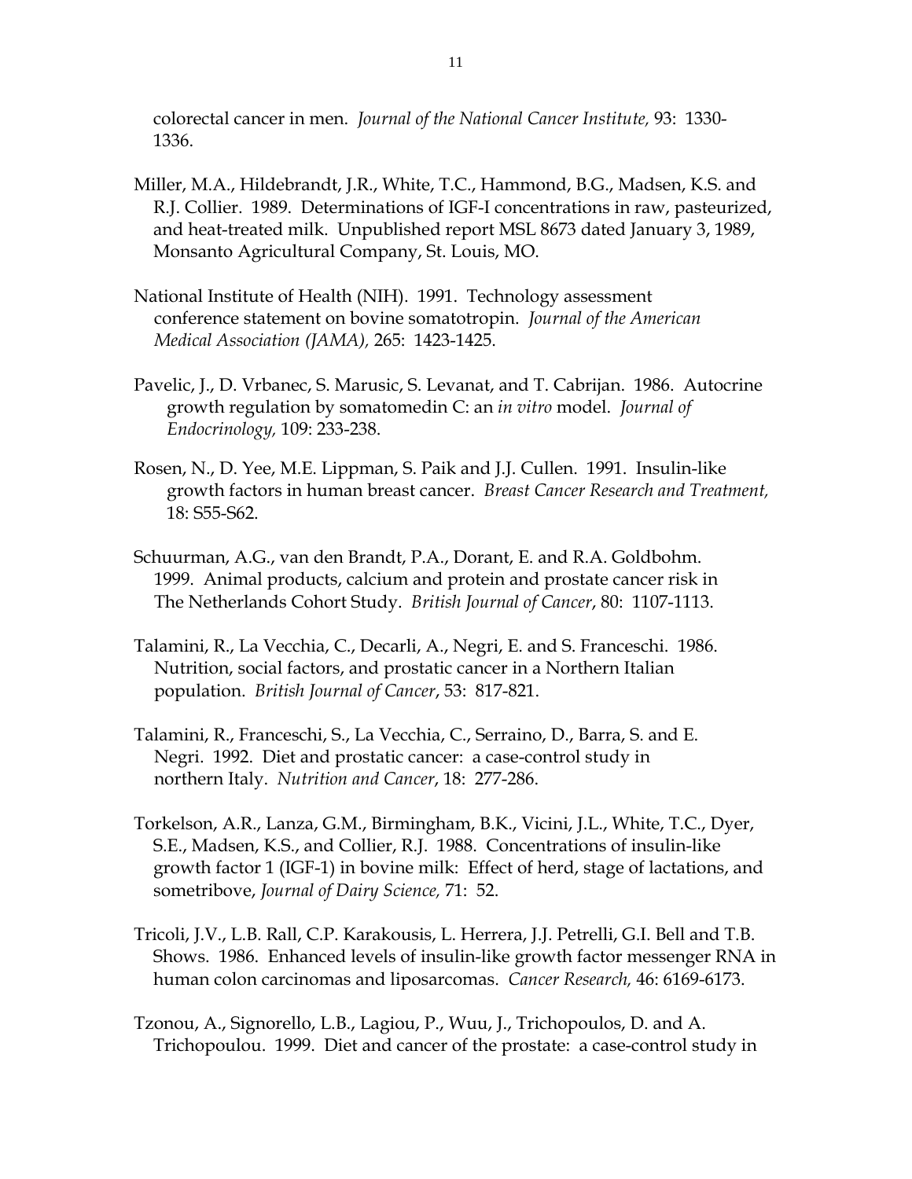colorectal cancer in men. *Journal of the National Cancer Institute,* 93: 1330-1336.

Miller, M.A., Hildebrandt, J.R., White, T.C., Hammond, B.G., Madsen, K.S. and R.J. Collier. 1989. Determinations of IGF-I concentrations in raw, pasteurized, and heat-treated milk. Unpublished report MSL 8673 dated January 3, 1989, Monsanto Agricultural Company, St. Louis, MO.

National Institute of Health (NIH). 1991. Technology assessment conference statement on bovine somatotropin. *Journal of the American Medical Association (JAMA),* 265: 1423-1425.

Pavelic, J., D. Vrbanec, S. Marusic, S. Levanat, and T. Cabrijan. 1986. Autocrine growth regulation by somatomedin C: an *in vitro* model. *Journal of Endocrinology,* 109: 233-238.

Rosen, N., D. Yee, M.E. Lippman, S. Paik and J.J. Cullen. 1991. Insulin-like growth factors in human breast cancer. *Breast Cancer Research and Treatment,* 18: S55-S62.

Schuurman, A.G., van den Brandt, P.A., Dorant, E. and R.A. Goldbohm. 1999. Animal products, calcium and protein and prostate cancer risk in The Netherlands Cohort Study. *British Journal of Cancer*, 80: 1107-1113.

Talamini, R., La Vecchia, C., Decarli, A., Negri, E. and S. Franceschi. 1986. Nutrition, social factors, and prostatic cancer in a Northern Italian population. *British Journal of Cancer*, 53: 817-821.

Talamini, R., Franceschi, S., La Vecchia, C., Serraino, D., Barra, S. and E. Negri. 1992. Diet and prostatic cancer: a case-control study in northern Italy. *Nutrition and Cancer*, 18: 277-286.

Torkelson, A.R., Lanza, G.M., Birmingham, B.K., Vicini, J.L., White, T.C., Dyer, S.E., Madsen, K.S., and Collier, R.J. 1988. Concentrations of insulin-like growth factor 1 (IGF-1) in bovine milk: Effect of herd, stage of lactations, and sometribove, *Journal of Dairy Science,* 71: 52.

Tricoli, J.V., L.B. Rall, C.P. Karakousis, L. Herrera, J.J. Petrelli, G.I. Bell and T.B. Shows. 1986. Enhanced levels of insulin-like growth factor messenger RNA in human colon carcinomas and liposarcomas. *Cancer Research,* 46: 6169-6173.

Tzonou, A., Signorello, L.B., Lagiou, P., Wuu, J., Trichopoulos, D. and A. Trichopoulou. 1999. Diet and cancer of the prostate: a case-control study in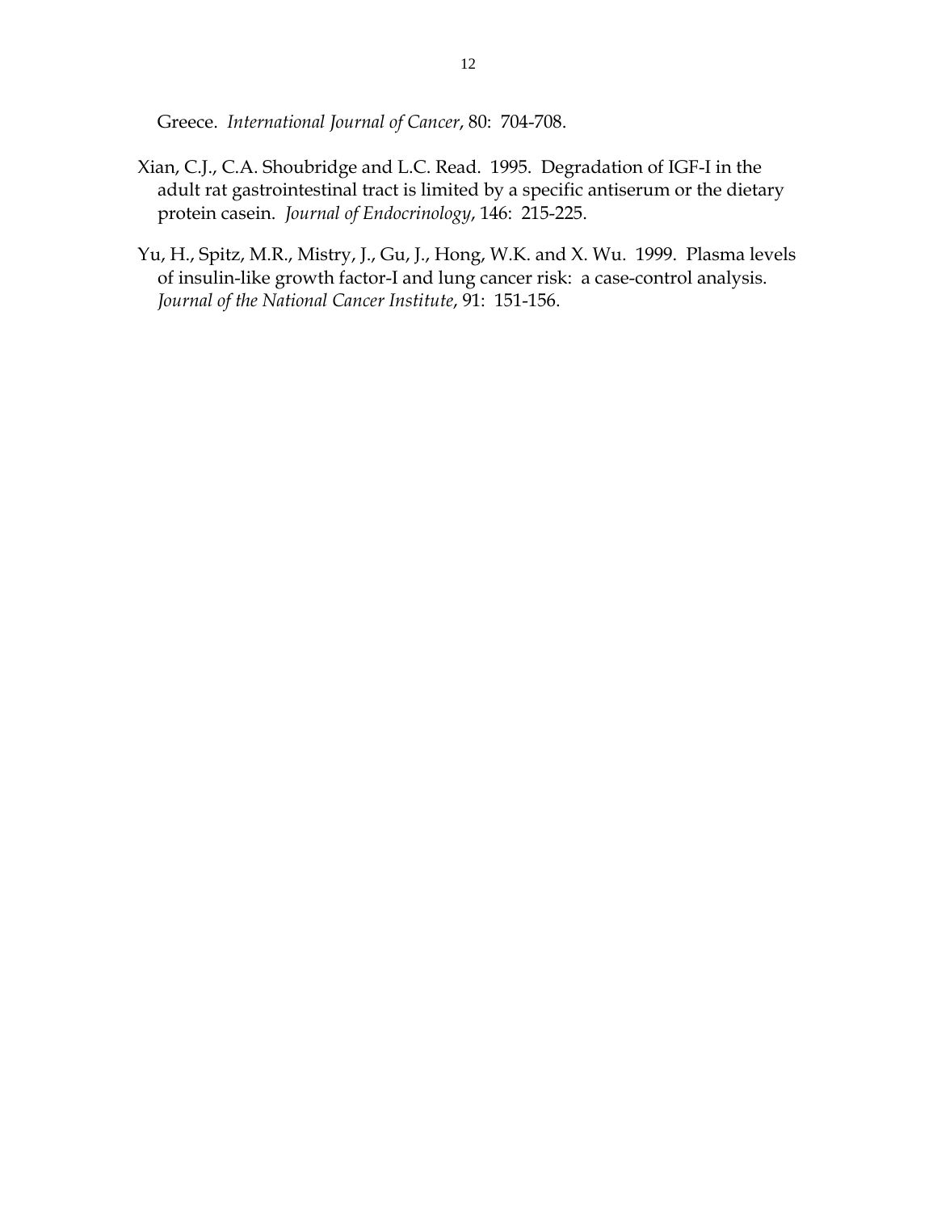Greece. *International Journal of Cancer*, 80: 704-708.

Xian, C.J., C.A. Shoubridge and L.C. Read. 1995. Degradation of IGF-I in the adult rat gastrointestinal tract is limited by a specific antiserum or the dietary protein casein. *Journal of Endocrinology*, 146: 215-225.

Yu, H., Spitz, M.R., Mistry, J., Gu, J., Hong, W.K. and X. Wu. 1999. Plasma levels of insulin-like growth factor-I and lung cancer risk: a case-control analysis. *Journal of the National Cancer Institute*, 91: 151-156.